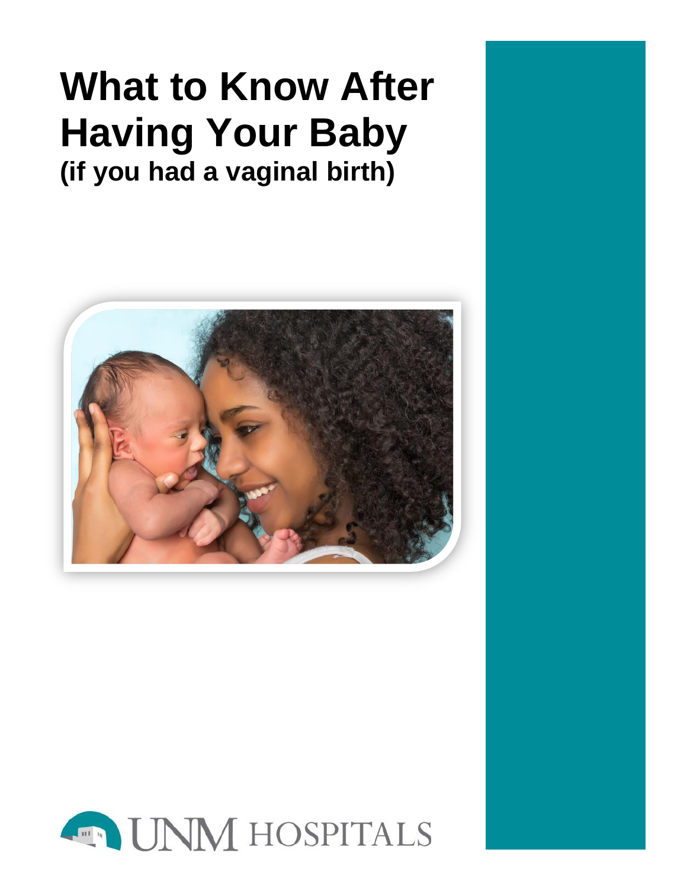# What to Know After Having Your Baby

## (if you had a vaginal birth)

UNM HOSPITALS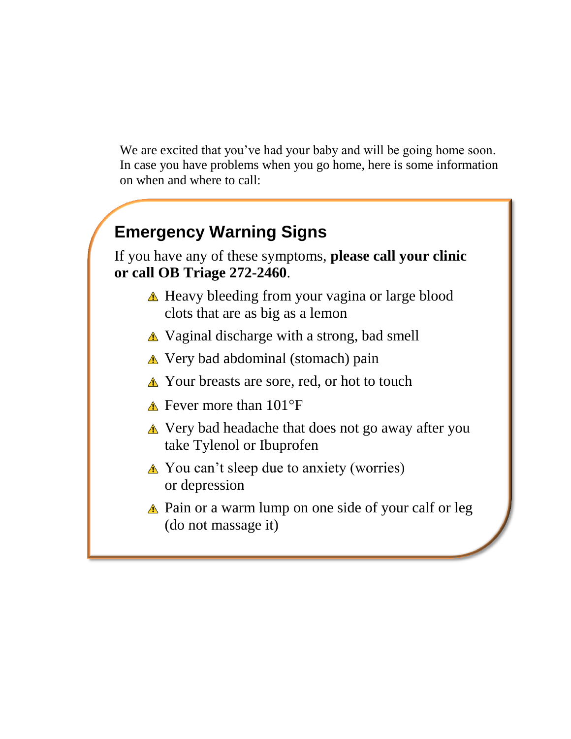We are excited that you've had your baby and will be going home soon. In case you have problems when you go home, here is some information on when and where to call:

## Emergency Warning Signs

If you have any of these symptoms, **please call your clinic or call OB Triage 272-2460**.

- ⚠ Heavy bleeding from your vagina or large blood clots that are as big as a lemon
- ⚠ Vaginal discharge with a strong, bad smell
- ⚠ Very bad abdominal (stomach) pain
- ⚠ Your breasts are sore, red, or hot to touch
- ⚠ Fever more than 101°F
- ⚠ Very bad headache that does not go away after you take Tylenol or Ibuprofen
- ⚠ You can't sleep due to anxiety (worries) or depression
- ⚠ Pain or a warm lump on one side of your calf or leg (do not massage it)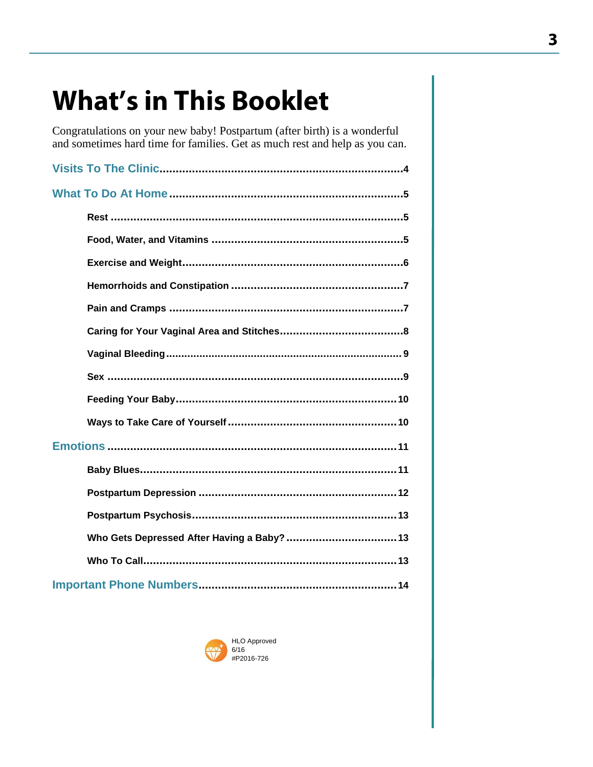# What's in This Booklet

Congratulations on your new baby! Postpartum (after birth) is a wonderful and sometimes hard time for families. Get as much rest and help as you can.

**Visits To The Clinic**........................................4

**What To Do At Home**........................................5

- **Rest**........................................5
- **Food, Water, and Vitamins**........................................5
- **Exercise and Weight**........................................6
- **Hemorrhoids and Constipation**........................................7
- **Pain and Cramps**........................................7
- **Caring for Your Vaginal Area and Stitches**........................................8
- **Vaginal Bleeding**........................................9
- **Sex**........................................9
- **Feeding Your Baby**........................................10
- **Ways to Take Care of Yourself**........................................10

**Emotions**........................................11

- **Baby Blues**........................................11
- **Postpartum Depression**........................................12
- **Postpartum Psychosis**........................................13
- **Who Gets Depressed After Having a Baby?**........................................13
- **Who To Call**........................................13

**Important Phone Numbers**........................................14

HLO Approved
6/16
#P2016-726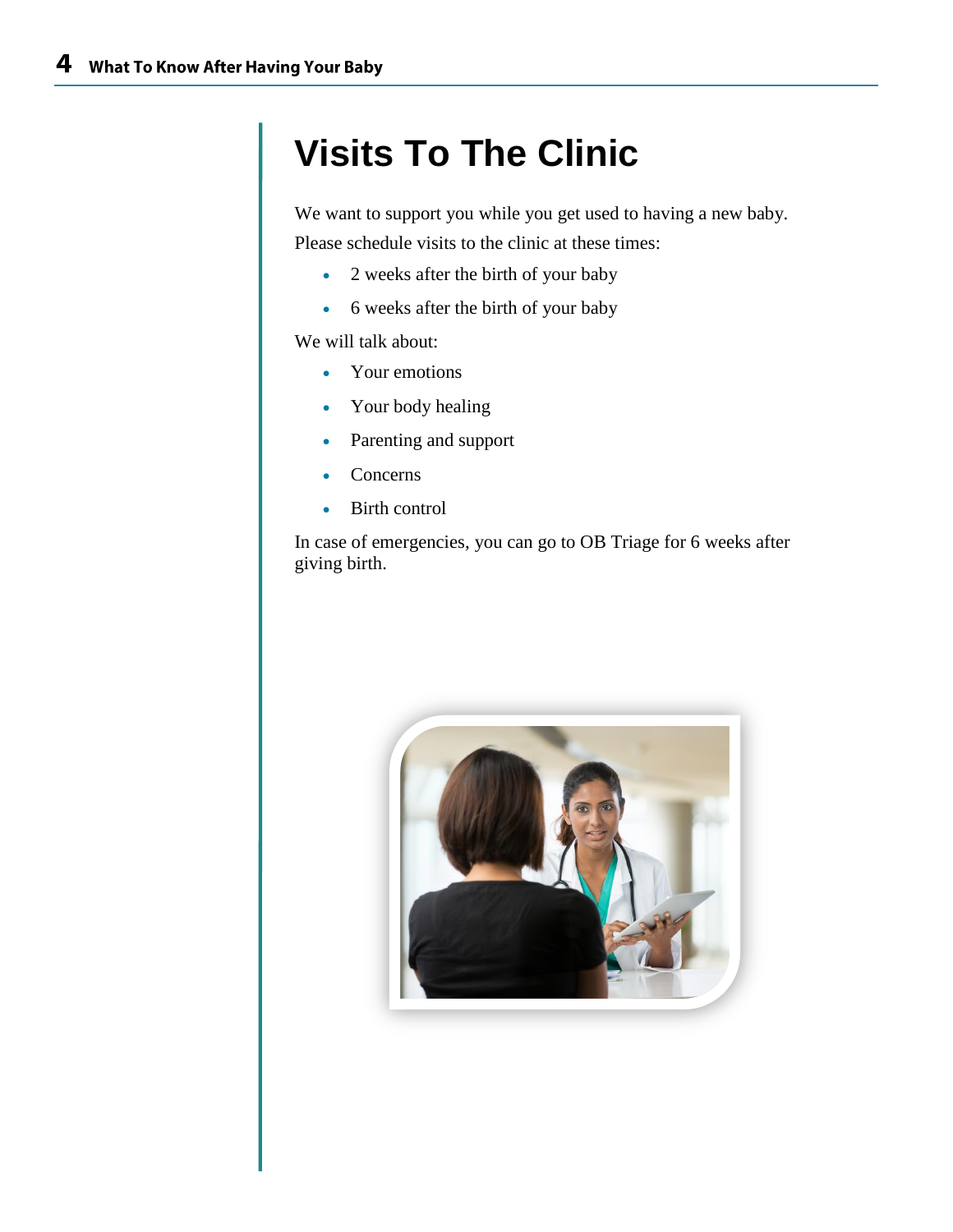# Visits To The Clinic

We want to support you while you get used to having a new baby. Please schedule visits to the clinic at these times:

- 2 weeks after the birth of your baby
- 6 weeks after the birth of your baby

We will talk about:

- Your emotions
- Your body healing
- Parenting and support
- Concerns
- Birth control

In case of emergencies, you can go to OB Triage for 6 weeks after giving birth.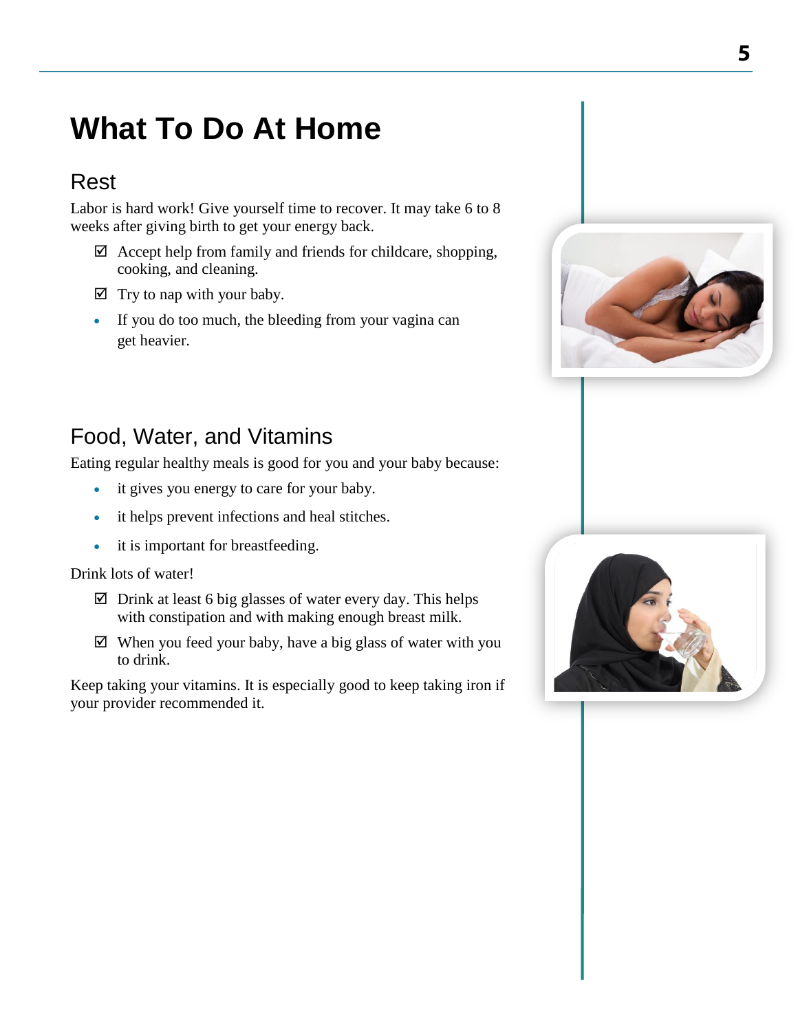# What To Do At Home

## Rest

Labor is hard work! Give yourself time to recover. It may take 6 to 8 weeks after giving birth to get your energy back.

- ☑ Accept help from family and friends for childcare, shopping, cooking, and cleaning.
- ☑ Try to nap with your baby.
- If you do too much, the bleeding from your vagina can get heavier.

## Food, Water, and Vitamins

Eating regular healthy meals is good for you and your baby because:

- it gives you energy to care for your baby.
- it helps prevent infections and heal stitches.
- it is important for breastfeeding.

Drink lots of water!

- ☑ Drink at least 6 big glasses of water every day. This helps with constipation and with making enough breast milk.
- ☑ When you feed your baby, have a big glass of water with you to drink.

Keep taking your vitamins. It is especially good to keep taking iron if your provider recommended it.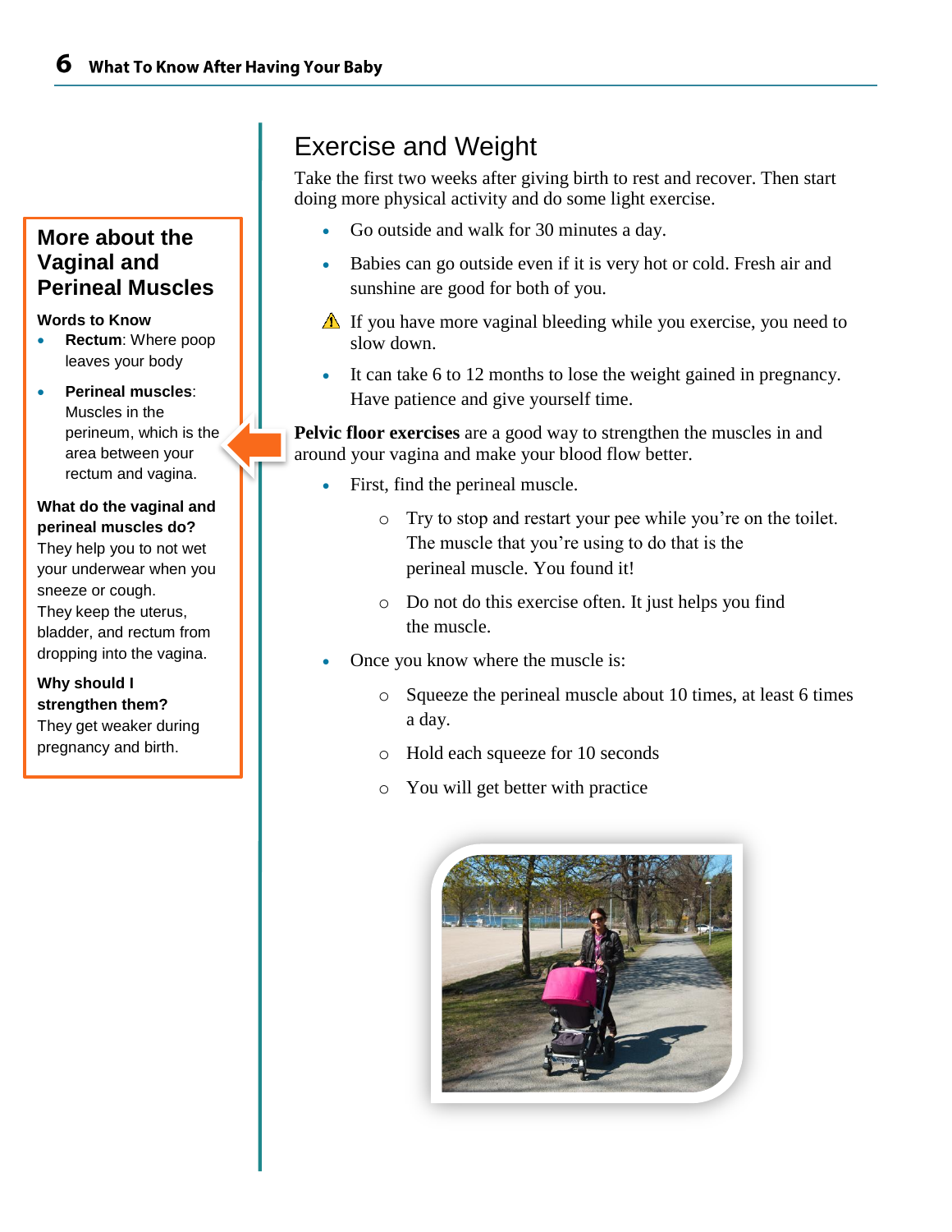## More about the Vaginal and Perineal Muscles

**Words to Know**

- **Rectum**: Where poop leaves your body
- **Perineal muscles**: Muscles in the perineum, which is the area between your rectum and vagina.

**What do the vaginal and perineal muscles do?**

They help you to not wet your underwear when you sneeze or cough.

They keep the uterus, bladder, and rectum from dropping into the vagina.

**Why should I strengthen them?**

They get weaker during pregnancy and birth.

# Exercise and Weight

Take the first two weeks after giving birth to rest and recover. Then start doing more physical activity and do some light exercise.

- Go outside and walk for 30 minutes a day.
- Babies can go outside even if it is very hot or cold. Fresh air and sunshine are good for both of you.
- ⚠ If you have more vaginal bleeding while you exercise, you need to slow down.
- It can take 6 to 12 months to lose the weight gained in pregnancy. Have patience and give yourself time.

**Pelvic floor exercises** are a good way to strengthen the muscles in and around your vagina and make your blood flow better.

- First, find the perineal muscle.
  - Try to stop and restart your pee while you're on the toilet. The muscle that you're using to do that is the perineal muscle. You found it!
  - Do not do this exercise often. It just helps you find the muscle.
- Once you know where the muscle is:
  - Squeeze the perineal muscle about 10 times, at least 6 times a day.
  - Hold each squeeze for 10 seconds
  - You will get better with practice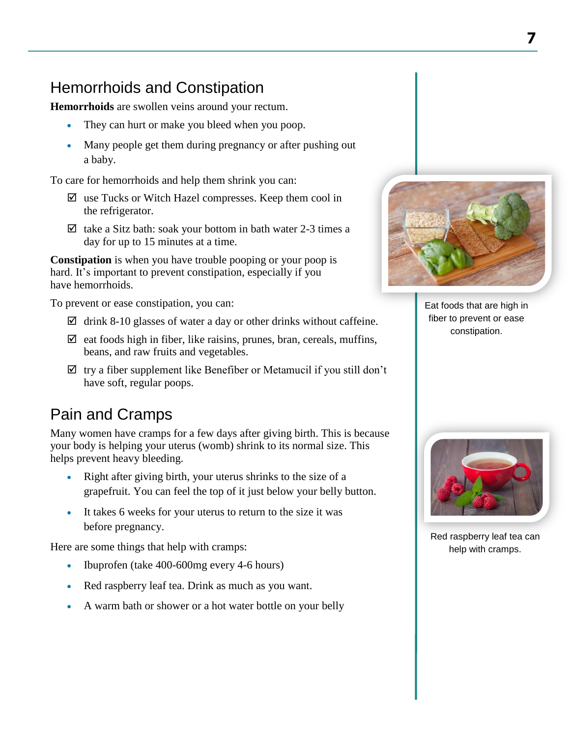## Hemorrhoids and Constipation

**Hemorrhoids** are swollen veins around your rectum.

- They can hurt or make you bleed when you poop.
- Many people get them during pregnancy or after pushing out a baby.

To care for hemorrhoids and help them shrink you can:

- ☑ use Tucks or Witch Hazel compresses. Keep them cool in the refrigerator.
- ☑ take a Sitz bath: soak your bottom in bath water 2-3 times a day for up to 15 minutes at a time.

**Constipation** is when you have trouble pooping or your poop is hard. It's important to prevent constipation, especially if you have hemorrhoids.

To prevent or ease constipation, you can:

- ☑ drink 8-10 glasses of water a day or other drinks without caffeine.
- ☑ eat foods high in fiber, like raisins, prunes, bran, cereals, muffins, beans, and raw fruits and vegetables.
- ☑ try a fiber supplement like Benefiber or Metamucil if you still don't have soft, regular poops.

Eat foods that are high in fiber to prevent or ease constipation.

## Pain and Cramps

Many women have cramps for a few days after giving birth. This is because your body is helping your uterus (womb) shrink to its normal size. This helps prevent heavy bleeding.

- Right after giving birth, your uterus shrinks to the size of a grapefruit. You can feel the top of it just below your belly button.
- It takes 6 weeks for your uterus to return to the size it was before pregnancy.

Here are some things that help with cramps:

- Ibuprofen (take 400-600mg every 4-6 hours)
- Red raspberry leaf tea. Drink as much as you want.
- A warm bath or shower or a hot water bottle on your belly

Red raspberry leaf tea can help with cramps.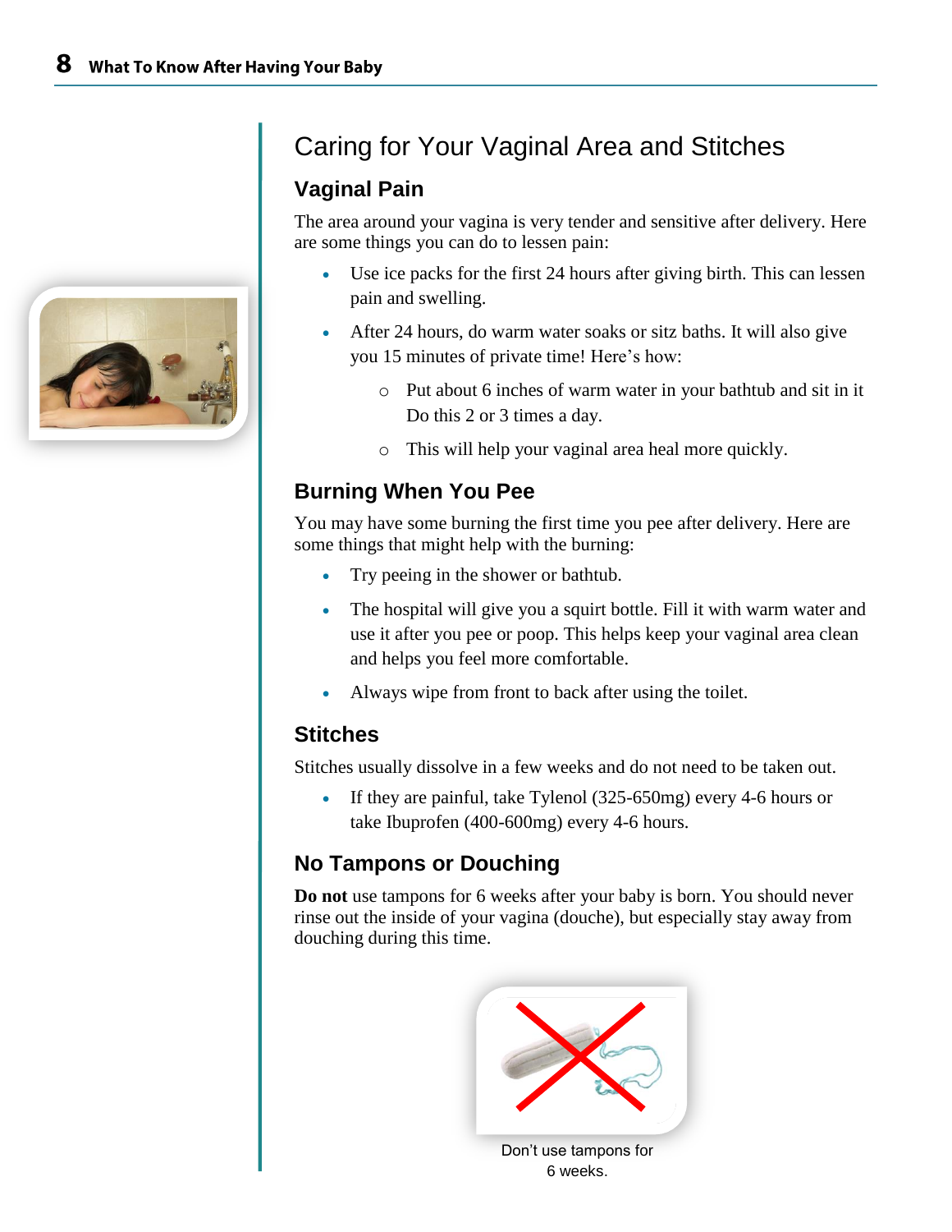# Caring for Your Vaginal Area and Stitches

## Vaginal Pain

The area around your vagina is very tender and sensitive after delivery. Here are some things you can do to lessen pain:

- Use ice packs for the first 24 hours after giving birth. This can lessen pain and swelling.
- After 24 hours, do warm water soaks or sitz baths. It will also give you 15 minutes of private time! Here's how:
  - Put about 6 inches of warm water in your bathtub and sit in it Do this 2 or 3 times a day.
  - This will help your vaginal area heal more quickly.

## Burning When You Pee

You may have some burning the first time you pee after delivery. Here are some things that might help with the burning:

- Try peeing in the shower or bathtub.
- The hospital will give you a squirt bottle. Fill it with warm water and use it after you pee or poop. This helps keep your vaginal area clean and helps you feel more comfortable.
- Always wipe from front to back after using the toilet.

## Stitches

Stitches usually dissolve in a few weeks and do not need to be taken out.

- If they are painful, take Tylenol (325-650mg) every 4-6 hours or take Ibuprofen (400-600mg) every 4-6 hours.

## No Tampons or Douching

**Do not** use tampons for 6 weeks after your baby is born. You should never rinse out the inside of your vagina (douche), but especially stay away from douching during this time.

Don't use tampons for 6 weeks.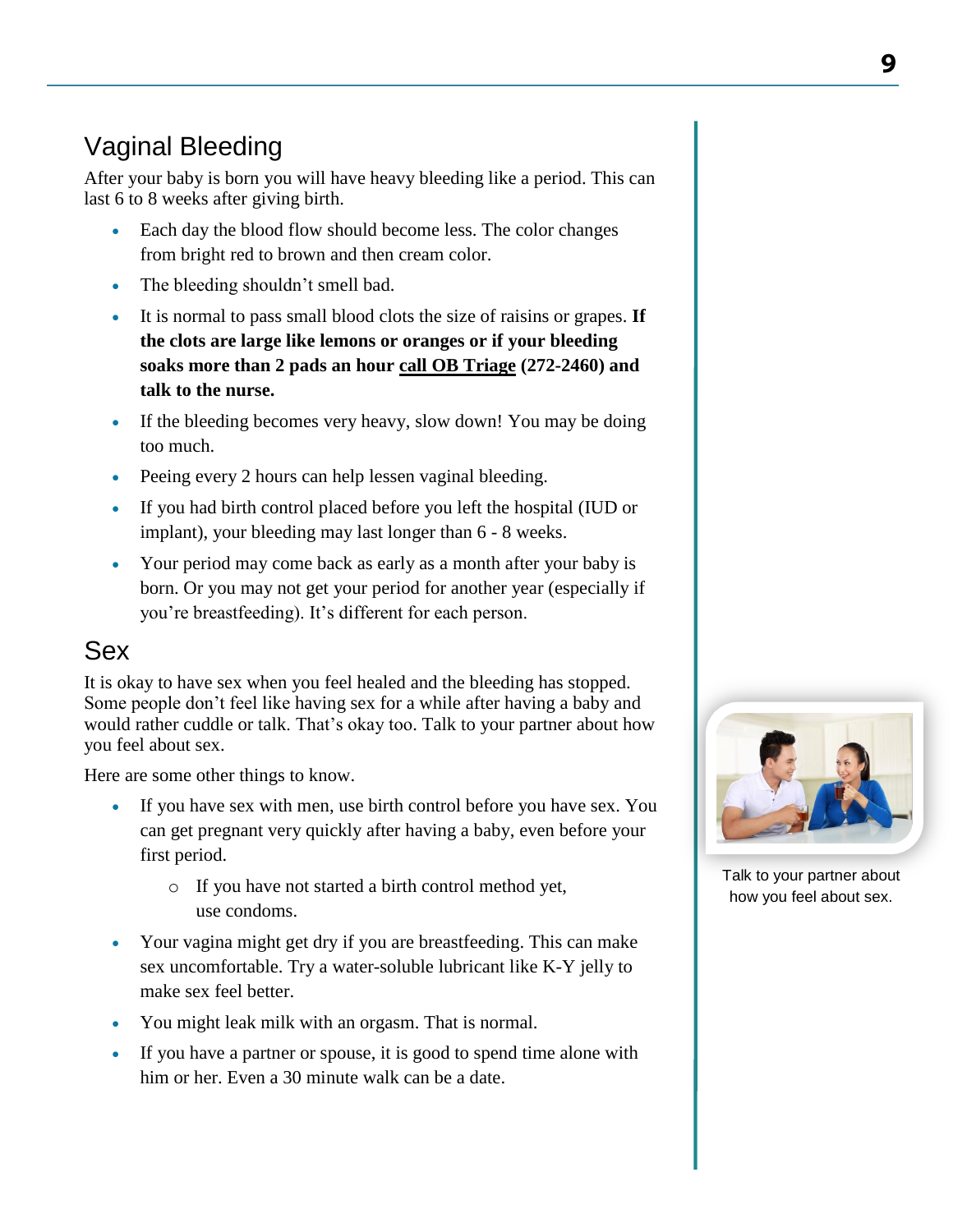## Vaginal Bleeding

After your baby is born you will have heavy bleeding like a period. This can last 6 to 8 weeks after giving birth.

- Each day the blood flow should become less. The color changes from bright red to brown and then cream color.
- The bleeding shouldn't smell bad.
- It is normal to pass small blood clots the size of raisins or grapes. **If the clots are large like lemons or oranges or if your bleeding soaks more than 2 pads an hour call OB Triage (272-2460) and talk to the nurse.**
- If the bleeding becomes very heavy, slow down! You may be doing too much.
- Peeing every 2 hours can help lessen vaginal bleeding.
- If you had birth control placed before you left the hospital (IUD or implant), your bleeding may last longer than 6 - 8 weeks.
- Your period may come back as early as a month after your baby is born. Or you may not get your period for another year (especially if you're breastfeeding). It's different for each person.

## Sex

It is okay to have sex when you feel healed and the bleeding has stopped. Some people don't feel like having sex for a while after having a baby and would rather cuddle or talk. That's okay too. Talk to your partner about how you feel about sex.

Here are some other things to know.

- If you have sex with men, use birth control before you have sex. You can get pregnant very quickly after having a baby, even before your first period.
  - If you have not started a birth control method yet, use condoms.
- Your vagina might get dry if you are breastfeeding. This can make sex uncomfortable. Try a water-soluble lubricant like K-Y jelly to make sex feel better.
- You might leak milk with an orgasm. That is normal.
- If you have a partner or spouse, it is good to spend time alone with him or her. Even a 30 minute walk can be a date.

Talk to your partner about how you feel about sex.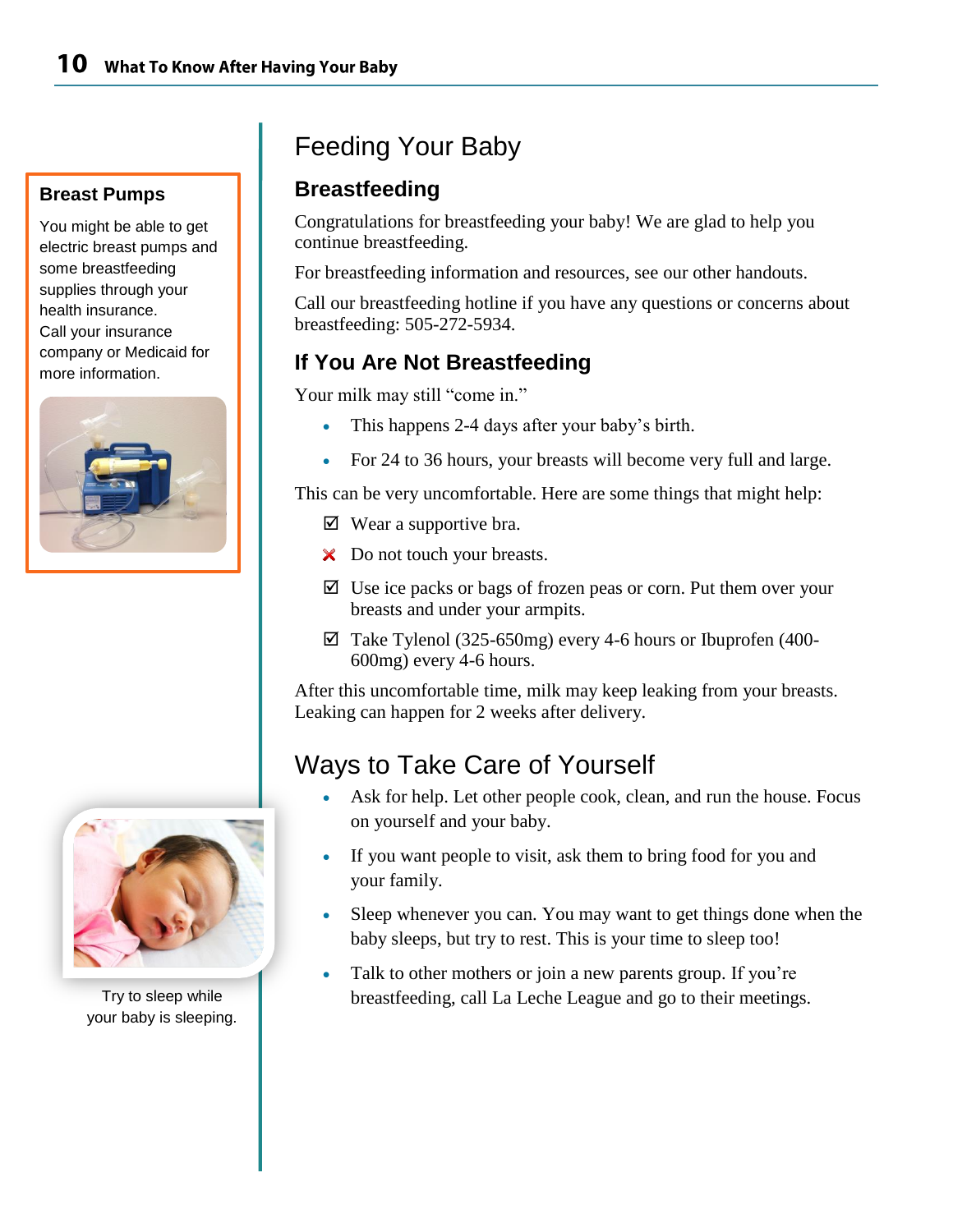# Feeding Your Baby

## Breastfeeding

Congratulations for breastfeeding your baby! We are glad to help you continue breastfeeding.

For breastfeeding information and resources, see our other handouts.

Call our breastfeeding hotline if you have any questions or concerns about breastfeeding: 505-272-5934.

## If You Are Not Breastfeeding

Your milk may still "come in."

- This happens 2-4 days after your baby's birth.
- For 24 to 36 hours, your breasts will become very full and large.

This can be very uncomfortable. Here are some things that might help:

- ☑ Wear a supportive bra.
- ✗ Do not touch your breasts.
- ☑ Use ice packs or bags of frozen peas or corn. Put them over your breasts and under your armpits.
- ☑ Take Tylenol (325-650mg) every 4-6 hours or Ibuprofen (400-600mg) every 4-6 hours.

After this uncomfortable time, milk may keep leaking from your breasts. Leaking can happen for 2 weeks after delivery.

**Breast Pumps**

You might be able to get electric breast pumps and some breastfeeding supplies through your health insurance. Call your insurance company or Medicaid for more information.

# Ways to Take Care of Yourself

- Ask for help. Let other people cook, clean, and run the house. Focus on yourself and your baby.
- If you want people to visit, ask them to bring food for you and your family.
- Sleep whenever you can. You may want to get things done when the baby sleeps, but try to rest. This is your time to sleep too!
- Talk to other mothers or join a new parents group. If you're breastfeeding, call La Leche League and go to their meetings.

Try to sleep while your baby is sleeping.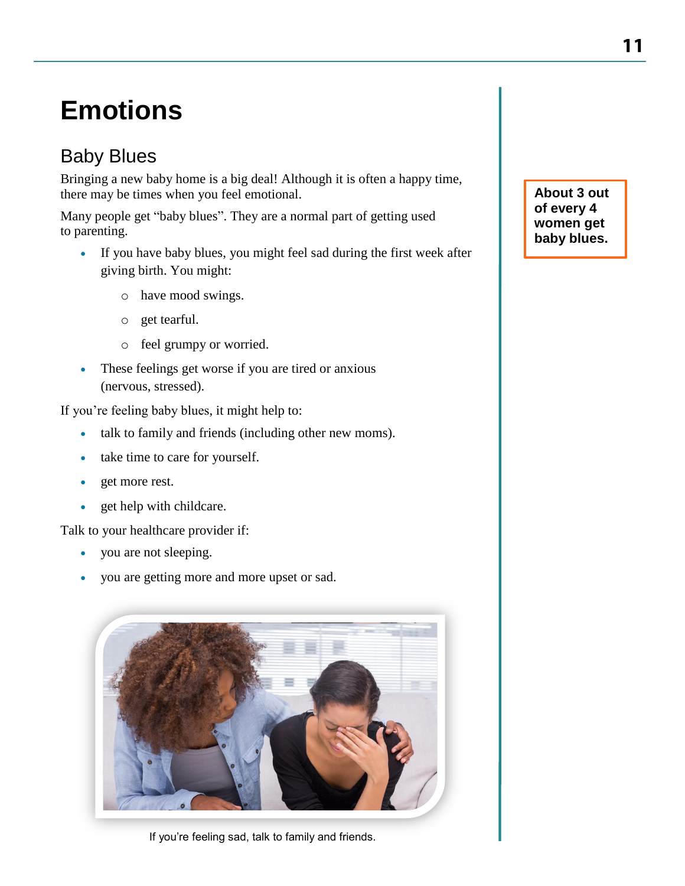# Emotions

## Baby Blues

Bringing a new baby home is a big deal! Although it is often a happy time, there may be times when you feel emotional.

Many people get "baby blues". They are a normal part of getting used to parenting.

- If you have baby blues, you might feel sad during the first week after giving birth. You might:
  - have mood swings.
  - get tearful.
  - feel grumpy or worried.
- These feelings get worse if you are tired or anxious (nervous, stressed).

If you're feeling baby blues, it might help to:

- talk to family and friends (including other new moms).
- take time to care for yourself.
- get more rest.
- get help with childcare.

Talk to your healthcare provider if:

- you are not sleeping.
- you are getting more and more upset or sad.

If you're feeling sad, talk to family and friends.

**About 3 out of every 4 women get baby blues.**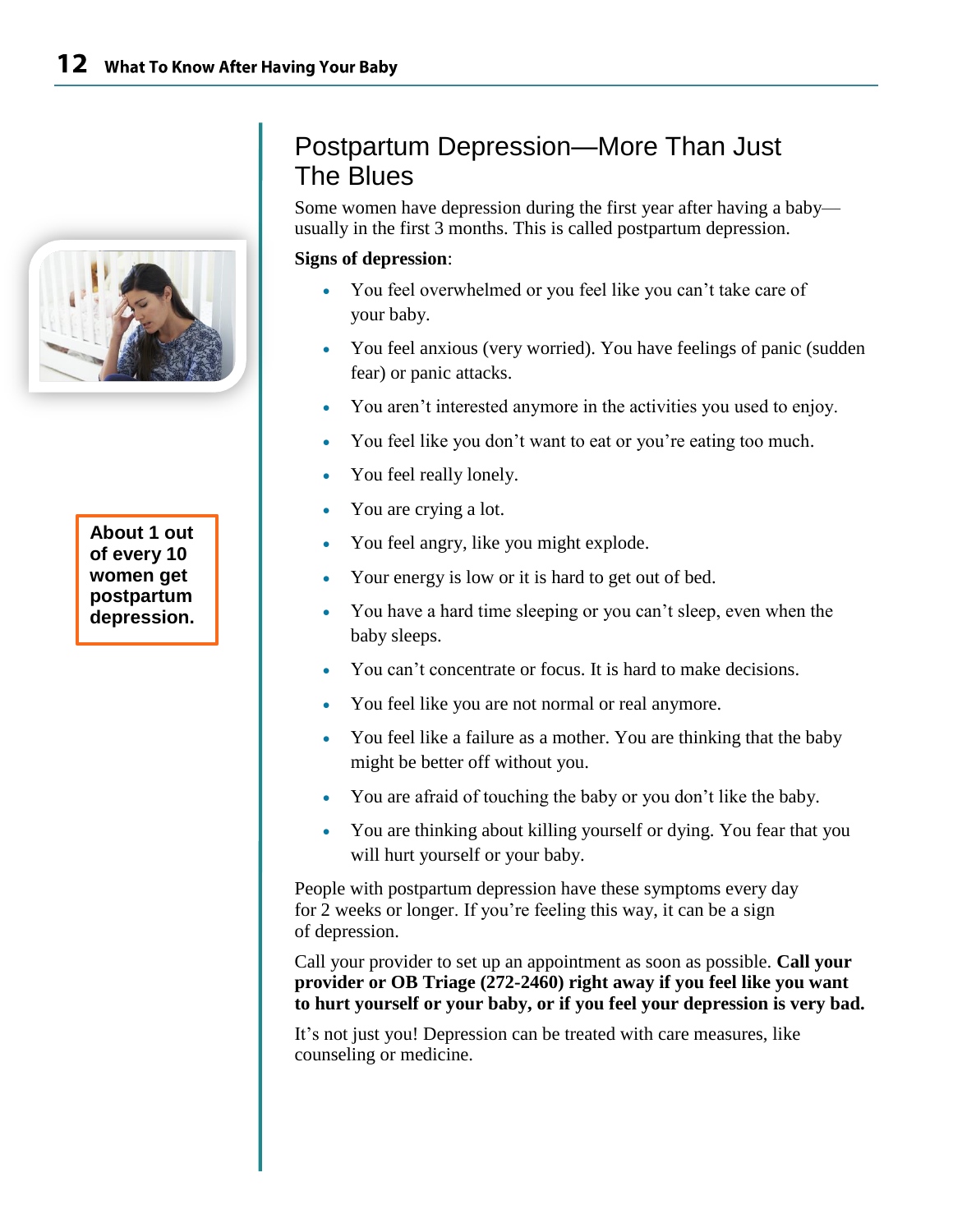About 1 out of every 10 women get postpartum depression.

# Postpartum Depression—More Than Just The Blues

Some women have depression during the first year after having a baby—usually in the first 3 months. This is called postpartum depression.

**Signs of depression**:

- You feel overwhelmed or you feel like you can't take care of your baby.
- You feel anxious (very worried). You have feelings of panic (sudden fear) or panic attacks.
- You aren't interested anymore in the activities you used to enjoy.
- You feel like you don't want to eat or you're eating too much.
- You feel really lonely.
- You are crying a lot.
- You feel angry, like you might explode.
- Your energy is low or it is hard to get out of bed.
- You have a hard time sleeping or you can't sleep, even when the baby sleeps.
- You can't concentrate or focus. It is hard to make decisions.
- You feel like you are not normal or real anymore.
- You feel like a failure as a mother. You are thinking that the baby might be better off without you.
- You are afraid of touching the baby or you don't like the baby.
- You are thinking about killing yourself or dying. You fear that you will hurt yourself or your baby.

People with postpartum depression have these symptoms every day for 2 weeks or longer. If you're feeling this way, it can be a sign of depression.

Call your provider to set up an appointment as soon as possible. **Call your provider or OB Triage (272-2460) right away if you feel like you want to hurt yourself or your baby, or if you feel your depression is very bad.**

It's not just you! Depression can be treated with care measures, like counseling or medicine.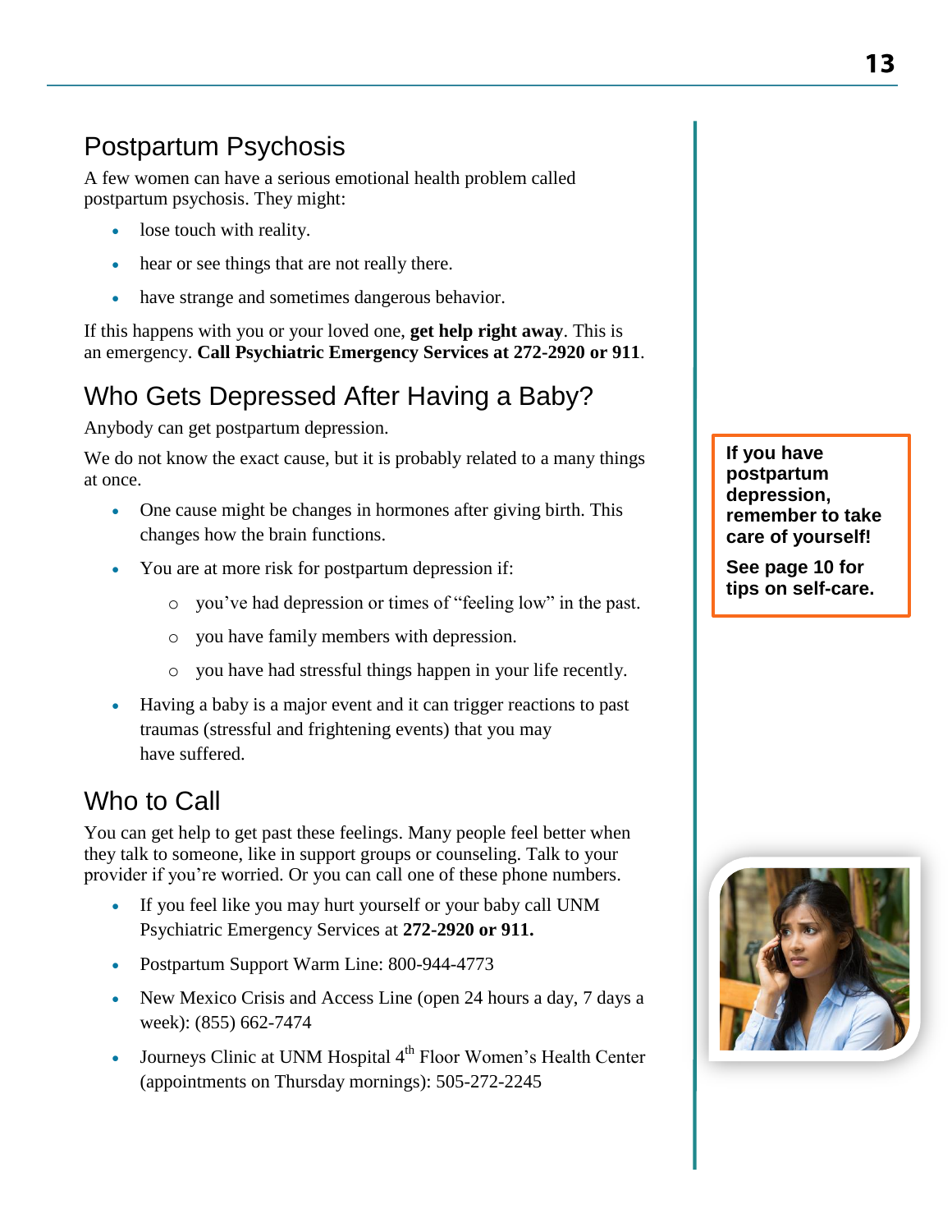## Postpartum Psychosis

A few women can have a serious emotional health problem called postpartum psychosis. They might:

- lose touch with reality.
- hear or see things that are not really there.
- have strange and sometimes dangerous behavior.

If this happens with you or your loved one, **get help right away**. This is an emergency. **Call Psychiatric Emergency Services at 272-2920 or 911**.

## Who Gets Depressed After Having a Baby?

Anybody can get postpartum depression.

We do not know the exact cause, but it is probably related to a many things at once.

- One cause might be changes in hormones after giving birth. This changes how the brain functions.
- You are at more risk for postpartum depression if:
  - you've had depression or times of "feeling low" in the past.
  - you have family members with depression.
  - you have had stressful things happen in your life recently.
- Having a baby is a major event and it can trigger reactions to past traumas (stressful and frightening events) that you may have suffered.

**If you have postpartum depression, remember to take care of yourself!**

**See page 10 for tips on self-care.**

## Who to Call

You can get help to get past these feelings. Many people feel better when they talk to someone, like in support groups or counseling. Talk to your provider if you're worried. Or you can call one of these phone numbers.

- If you feel like you may hurt yourself or your baby call UNM Psychiatric Emergency Services at **272-2920 or 911.**
- Postpartum Support Warm Line: 800-944-4773
- New Mexico Crisis and Access Line (open 24 hours a day, 7 days a week): (855) 662-7474
- Journeys Clinic at UNM Hospital 4th Floor Women's Health Center (appointments on Thursday mornings): 505-272-2245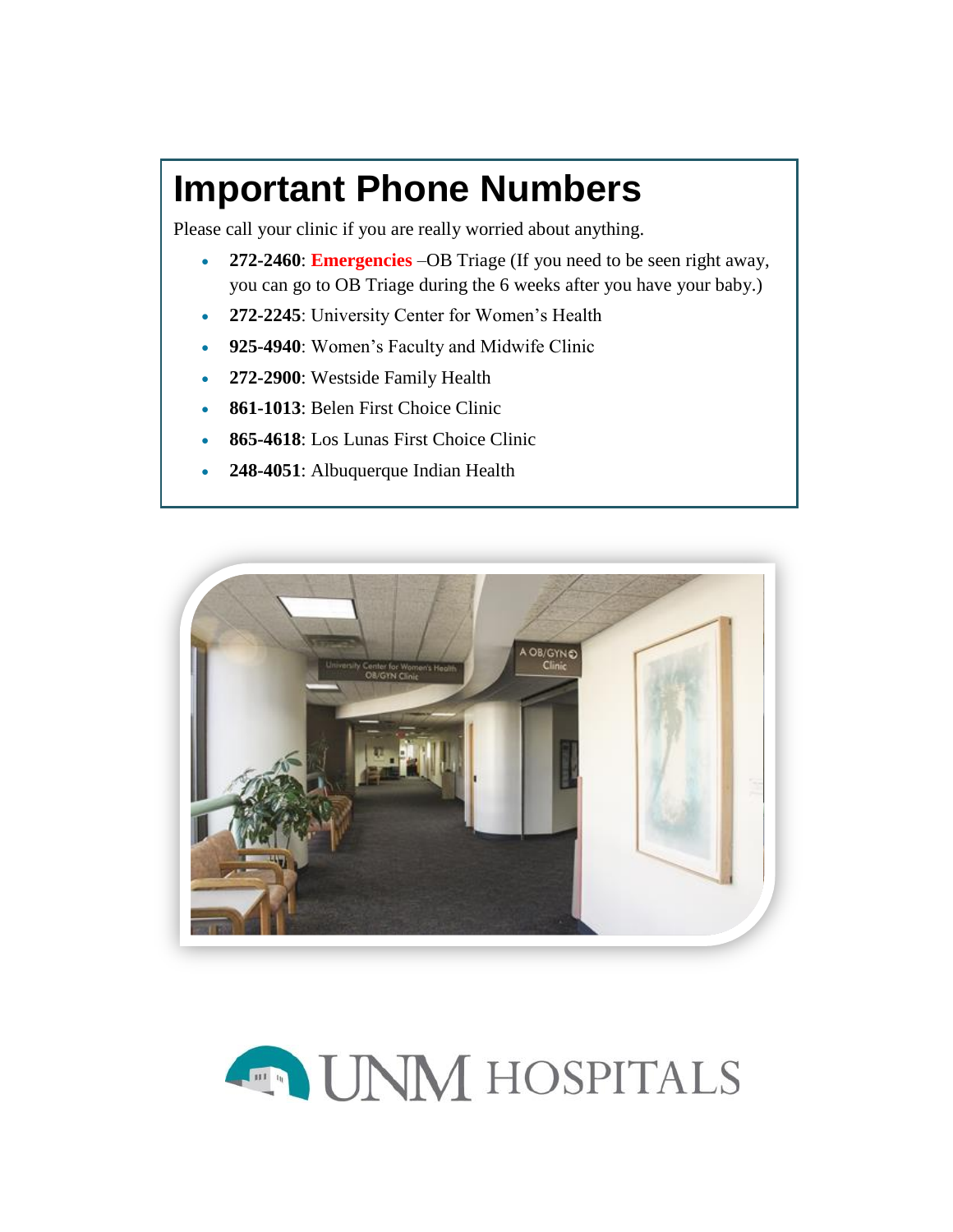# Important Phone Numbers

Please call your clinic if you are really worried about anything.

- **272-2460**: **Emergencies** –OB Triage (If you need to be seen right away, you can go to OB Triage during the 6 weeks after you have your baby.)
- **272-2245**: University Center for Women's Health
- **925-4940**: Women's Faculty and Midwife Clinic
- **272-2900**: Westside Family Health
- **861-1013**: Belen First Choice Clinic
- **865-4618**: Los Lunas First Choice Clinic
- **248-4051**: Albuquerque Indian Health

UNM HOSPITALS